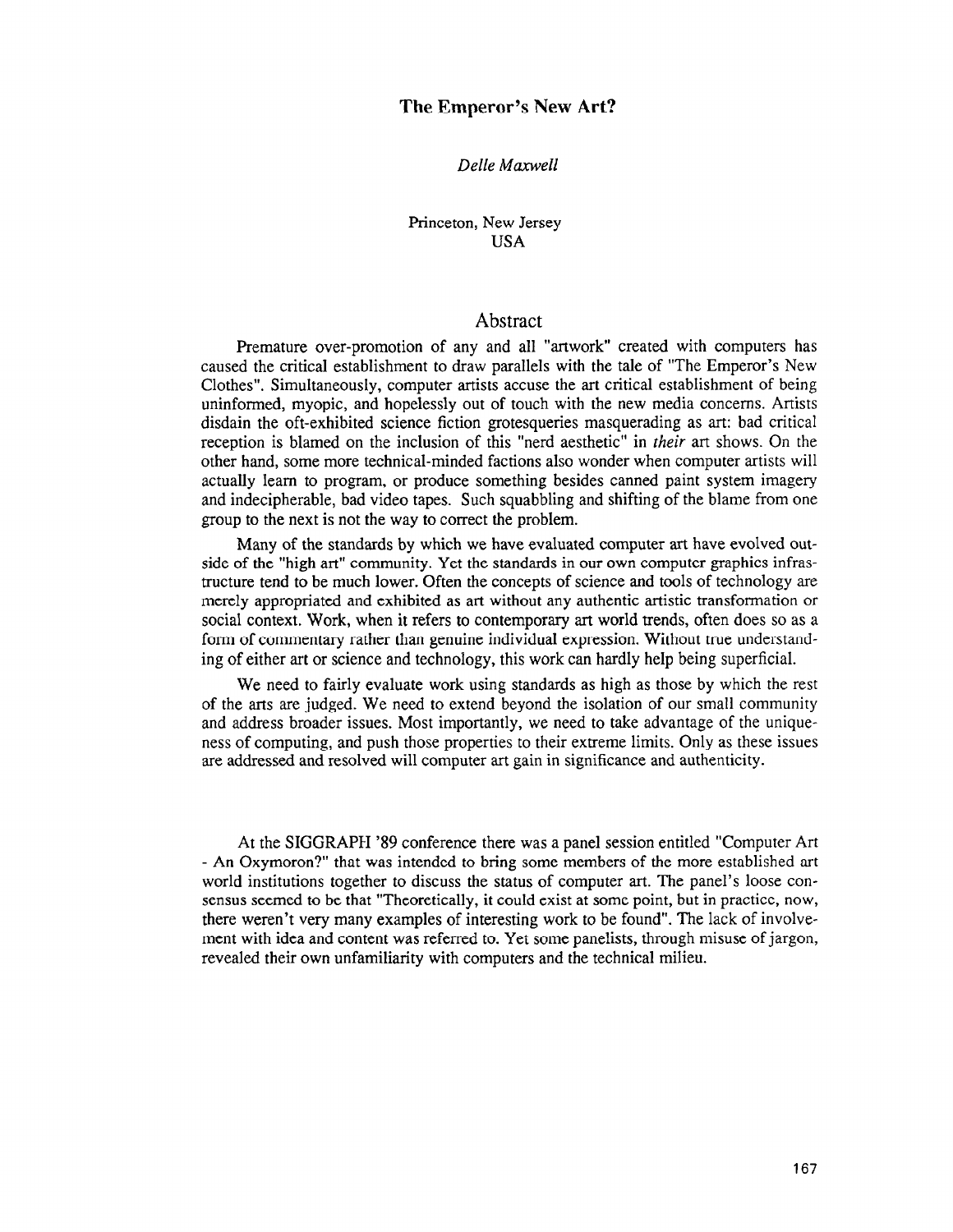# The Emperor's New Art?

*Delle Maxwell*

Princeton, New Jersey
USA

## Abstract

Premature over-promotion of any and all "artwork" created with computers has caused the critical establishment to draw parallels with the tale of "The Emperor's New Clothes". Simultaneously, computer artists accuse the art critical establishment of being uninformed, myopic, and hopelessly out of touch with the new media concerns. Artists disdain the oft-exhibited science fiction grotesqueries masquerading as art: bad critical reception is blamed on the inclusion of this "nerd aesthetic" in *their* art shows. On the other hand, some more technical-minded factions also wonder when computer artists will actually learn to program, or produce something besides canned paint system imagery and indecipherable, bad video tapes. Such squabbling and shifting of the blame from one group to the next is not the way to correct the problem.

Many of the standards by which we have evaluated computer art have evolved outside of the "high art" community. Yet the standards in our own computer graphics infrastructure tend to be much lower. Often the concepts of science and tools of technology are merely appropriated and exhibited as art without any authentic artistic transformation or social context. Work, when it refers to contemporary art world trends, often does so as a form of commentary rather than genuine individual expression. Without true understanding of either art or science and technology, this work can hardly help being superficial.

We need to fairly evaluate work using standards as high as those by which the rest of the arts are judged. We need to extend beyond the isolation of our small community and address broader issues. Most importantly, we need to take advantage of the uniqueness of computing, and push those properties to their extreme limits. Only as these issues are addressed and resolved will computer art gain in significance and authenticity.

At the SIGGRAPH '89 conference there was a panel session entitled "Computer Art - An Oxymoron?" that was intended to bring some members of the more established art world institutions together to discuss the status of computer art. The panel's loose consensus seemed to be that "Theoretically, it could exist at some point, but in practice, now, there weren't very many examples of interesting work to be found". The lack of involvement with idea and content was referred to. Yet some panelists, through misuse of jargon, revealed their own unfamiliarity with computers and the technical milieu.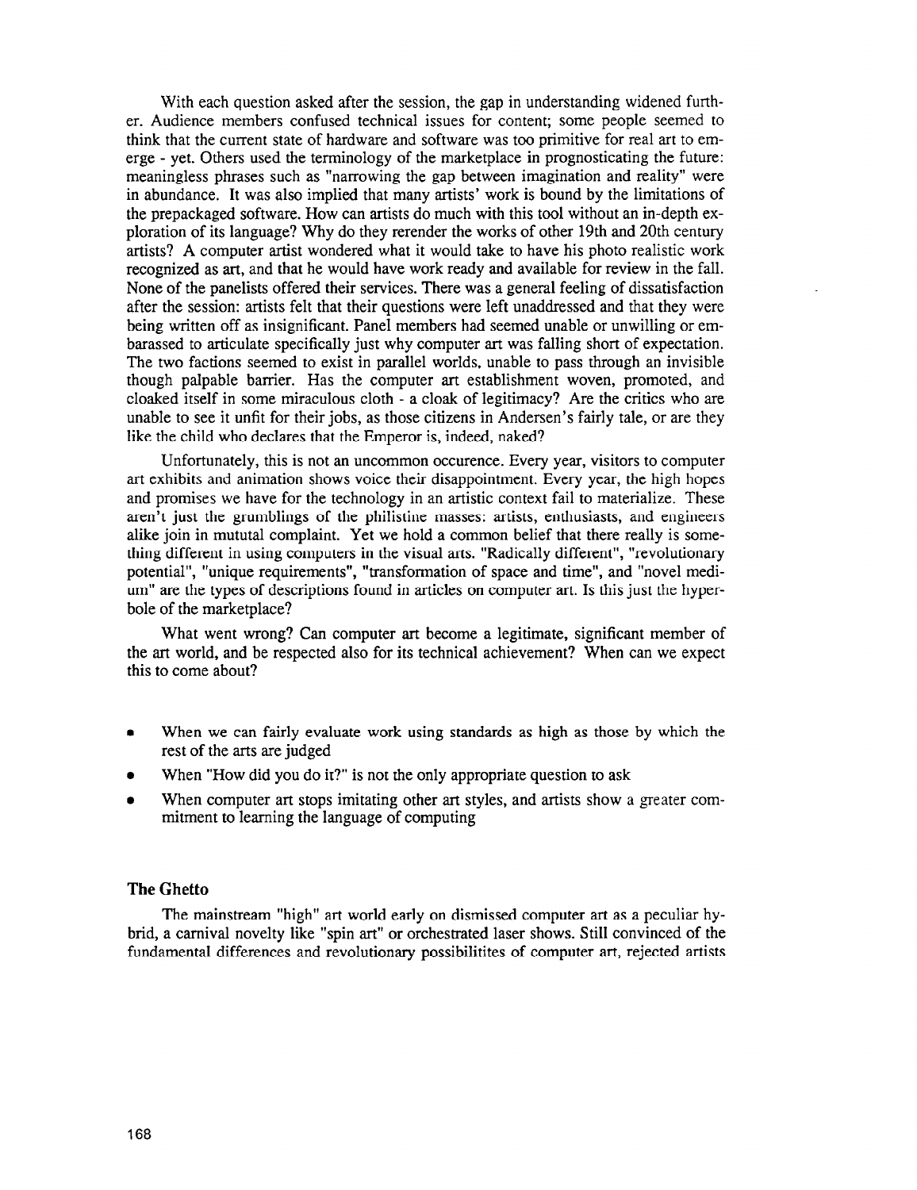With each question asked after the session, the gap in understanding widened further. Audience members confused technical issues for content; some people seemed to think that the current state of hardware and software was too primitive for real art to emerge - yet. Others used the terminology of the marketplace in prognosticating the future: meaningless phrases such as "narrowing the gap between imagination and reality" were in abundance. It was also implied that many artists' work is bound by the limitations of the prepackaged software. How can artists do much with this tool without an in-depth exploration of its language? Why do they rerender the works of other 19th and 20th century artists? A computer artist wondered what it would take to have his photo realistic work recognized as art, and that he would have work ready and available for review in the fall. None of the panelists offered their services. There was a general feeling of dissatisfaction after the session: artists felt that their questions were left unaddressed and that they were being written off as insignificant. Panel members had seemed unable or unwilling or embarassed to articulate specifically just why computer art was falling short of expectation. The two factions seemed to exist in parallel worlds, unable to pass through an invisible though palpable barrier. Has the computer art establishment woven, promoted, and cloaked itself in some miraculous cloth - a cloak of legitimacy? Are the critics who are unable to see it unfit for their jobs, as those citizens in Andersen's fairly tale, or are they like the child who declares that the Emperor is, indeed, naked?

Unfortunately, this is not an uncommon occurence. Every year, visitors to computer art exhibits and animation shows voice their disappointment. Every year, the high hopes and promises we have for the technology in an artistic context fail to materialize. These aren't just the grumblings of the philistine masses: artists, enthusiasts, and engineers alike join in mututal complaint. Yet we hold a common belief that there really is something different in using computers in the visual arts. "Radically different", "revolutionary potential", "unique requirements", "transformation of space and time", and "novel medium" are the types of descriptions found in articles on computer art. Is this just the hyperbole of the marketplace?

What went wrong? Can computer art become a legitimate, significant member of the art world, and be respected also for its technical achievement? When can we expect this to come about?

- When we can fairly evaluate work using standards as high as those by which the rest of the arts are judged
- When "How did you do it?" is not the only appropriate question to ask
- When computer art stops imitating other art styles, and artists show a greater commitment to learning the language of computing

### The Ghetto

The mainstream "high" art world early on dismissed computer art as a peculiar hybrid, a carnival novelty like "spin art" or orchestrated laser shows. Still convinced of the fundamental differences and revolutionary possibilitites of computer art, rejected artists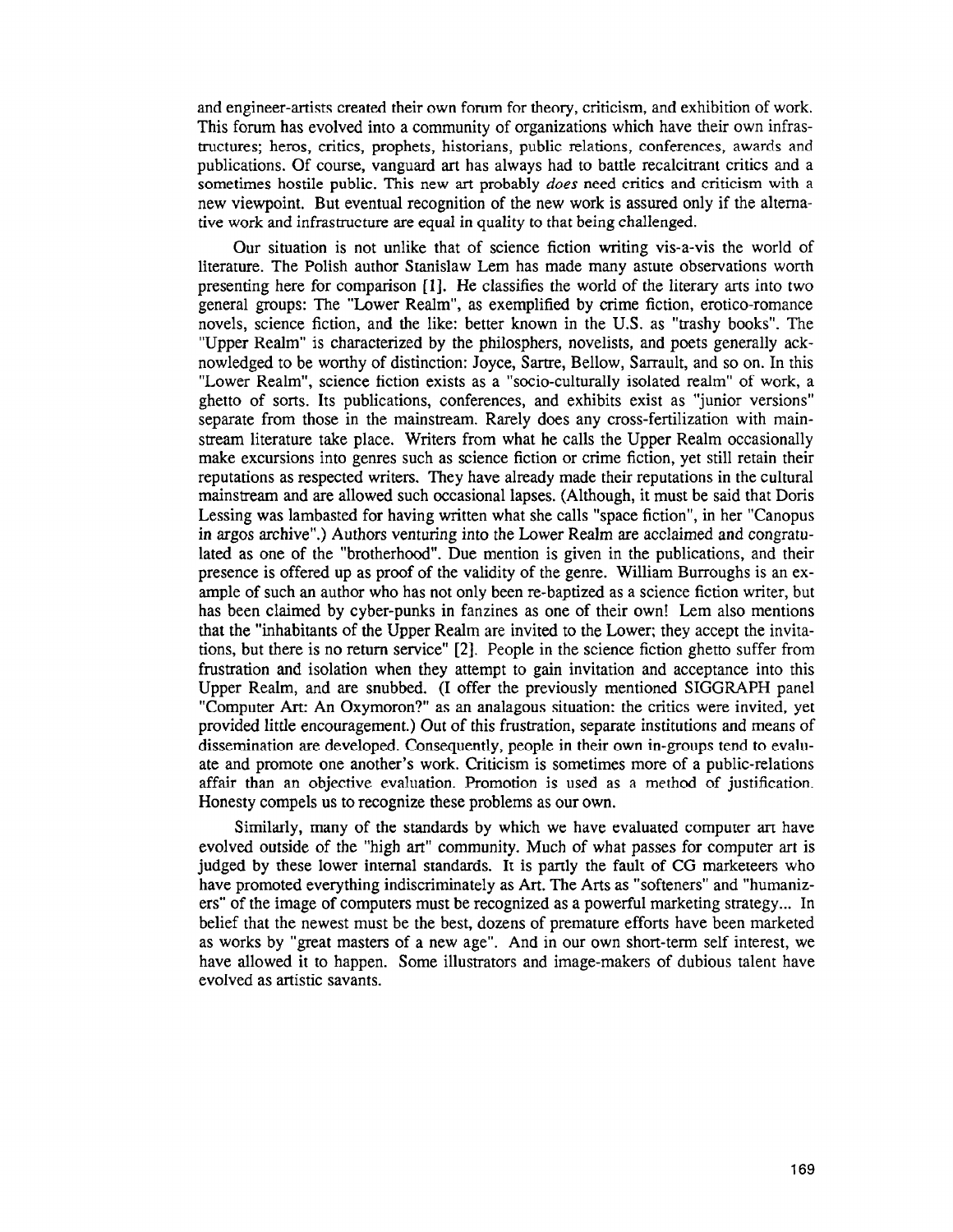and engineer-artists created their own forum for theory, criticism, and exhibition of work. This forum has evolved into a community of organizations which have their own infrastructures; heros, critics, prophets, historians, public relations, conferences, awards and publications. Of course, vanguard art has always had to battle recalcitrant critics and a sometimes hostile public. This new art probably *does* need critics and criticism with a new viewpoint. But eventual recognition of the new work is assured only if the alternative work and infrastructure are equal in quality to that being challenged.

Our situation is not unlike that of science fiction writing vis-a-vis the world of literature. The Polish author Stanislaw Lem has made many astute observations worth presenting here for comparison [1]. He classifies the world of the literary arts into two general groups: The "Lower Realm", as exemplified by crime fiction, erotico-romance novels, science fiction, and the like: better known in the U.S. as "trashy books". The "Upper Realm" is characterized by the philosphers, novelists, and poets generally acknowledged to be worthy of distinction: Joyce, Sartre, Bellow, Sarrault, and so on. In this "Lower Realm", science fiction exists as a "socio-culturally isolated realm" of work, a ghetto of sorts. Its publications, conferences, and exhibits exist as "junior versions" separate from those in the mainstream. Rarely does any cross-fertilization with mainstream literature take place. Writers from what he calls the Upper Realm occasionally make excursions into genres such as science fiction or crime fiction, yet still retain their reputations as respected writers. They have already made their reputations in the cultural mainstream and are allowed such occasional lapses. (Although, it must be said that Doris Lessing was lambasted for having written what she calls "space fiction", in her "Canopus in argos archive".) Authors venturing into the Lower Realm are acclaimed and congratulated as one of the "brotherhood". Due mention is given in the publications, and their presence is offered up as proof of the validity of the genre. William Burroughs is an example of such an author who has not only been re-baptized as a science fiction writer, but has been claimed by cyber-punks in fanzines as one of their own! Lem also mentions that the "inhabitants of the Upper Realm are invited to the Lower; they accept the invitations, but there is no return service" [2]. People in the science fiction ghetto suffer from frustration and isolation when they attempt to gain invitation and acceptance into this Upper Realm, and are snubbed. (I offer the previously mentioned SIGGRAPH panel "Computer Art: An Oxymoron?" as an analagous situation: the critics were invited, yet provided little encouragement.) Out of this frustration, separate institutions and means of dissemination are developed. Consequently, people in their own in-groups tend to evaluate and promote one another's work. Criticism is sometimes more of a public-relations affair than an objective evaluation. Promotion is used as a method of justification. Honesty compels us to recognize these problems as our own.

Similarly, many of the standards by which we have evaluated computer art have evolved outside of the "high art" community. Much of what passes for computer art is judged by these lower internal standards. It is partly the fault of CG marketeers who have promoted everything indiscriminately as Art. The Arts as "softeners" and "humanizers" of the image of computers must be recognized as a powerful marketing strategy... In belief that the newest must be the best, dozens of premature efforts have been marketed as works by "great masters of a new age". And in our own short-term self interest, we have allowed it to happen. Some illustrators and image-makers of dubious talent have evolved as artistic savants.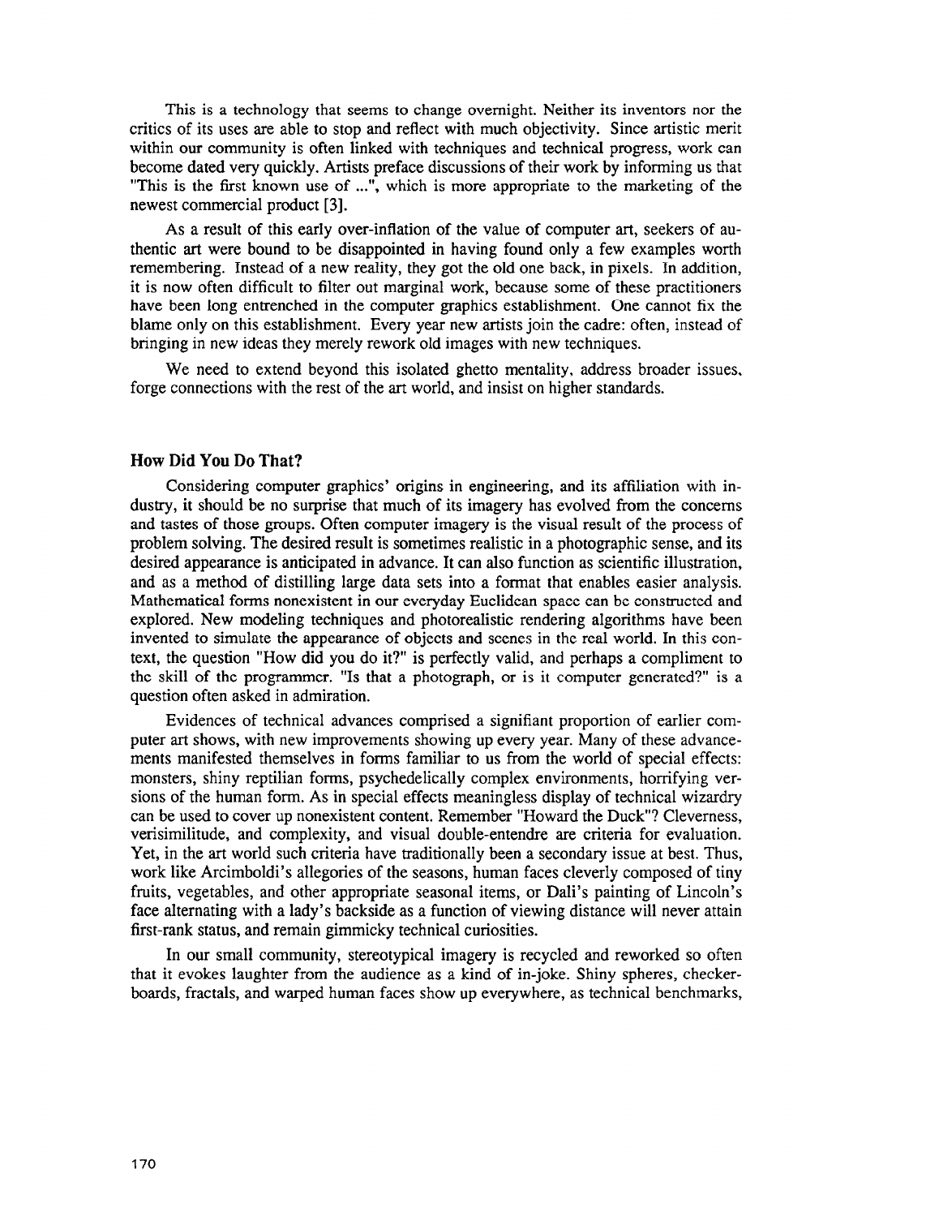This is a technology that seems to change overnight. Neither its inventors nor the critics of its uses are able to stop and reflect with much objectivity. Since artistic merit within our community is often linked with techniques and technical progress, work can become dated very quickly. Artists preface discussions of their work by informing us that "This is the first known use of ...", which is more appropriate to the marketing of the newest commercial product [3].

As a result of this early over-inflation of the value of computer art, seekers of authentic art were bound to be disappointed in having found only a few examples worth remembering. Instead of a new reality, they got the old one back, in pixels. In addition, it is now often difficult to filter out marginal work, because some of these practitioners have been long entrenched in the computer graphics establishment. One cannot fix the blame only on this establishment. Every year new artists join the cadre: often, instead of bringing in new ideas they merely rework old images with new techniques.

We need to extend beyond this isolated ghetto mentality, address broader issues, forge connections with the rest of the art world, and insist on higher standards.

## How Did You Do That?

Considering computer graphics' origins in engineering, and its affiliation with industry, it should be no surprise that much of its imagery has evolved from the concerns and tastes of those groups. Often computer imagery is the visual result of the process of problem solving. The desired result is sometimes realistic in a photographic sense, and its desired appearance is anticipated in advance. It can also function as scientific illustration, and as a method of distilling large data sets into a format that enables easier analysis. Mathematical forms nonexistent in our everyday Euclidean space can be constructed and explored. New modeling techniques and photorealistic rendering algorithms have been invented to simulate the appearance of objects and scenes in the real world. In this context, the question "How did you do it?" is perfectly valid, and perhaps a compliment to the skill of the programmer. "Is that a photograph, or is it computer generated?" is a question often asked in admiration.

Evidences of technical advances comprised a signifiant proportion of earlier computer art shows, with new improvements showing up every year. Many of these advancements manifested themselves in forms familiar to us from the world of special effects: monsters, shiny reptilian forms, psychedelically complex environments, horrifying versions of the human form. As in special effects meaningless display of technical wizardry can be used to cover up nonexistent content. Remember "Howard the Duck"? Cleverness, verisimilitude, and complexity, and visual double-entendre are criteria for evaluation. Yet, in the art world such criteria have traditionally been a secondary issue at best. Thus, work like Arcimboldi's allegories of the seasons, human faces cleverly composed of tiny fruits, vegetables, and other appropriate seasonal items, or Dali's painting of Lincoln's face alternating with a lady's backside as a function of viewing distance will never attain first-rank status, and remain gimmicky technical curiosities.

In our small community, stereotypical imagery is recycled and reworked so often that it evokes laughter from the audience as a kind of in-joke. Shiny spheres, checkerboards, fractals, and warped human faces show up everywhere, as technical benchmarks,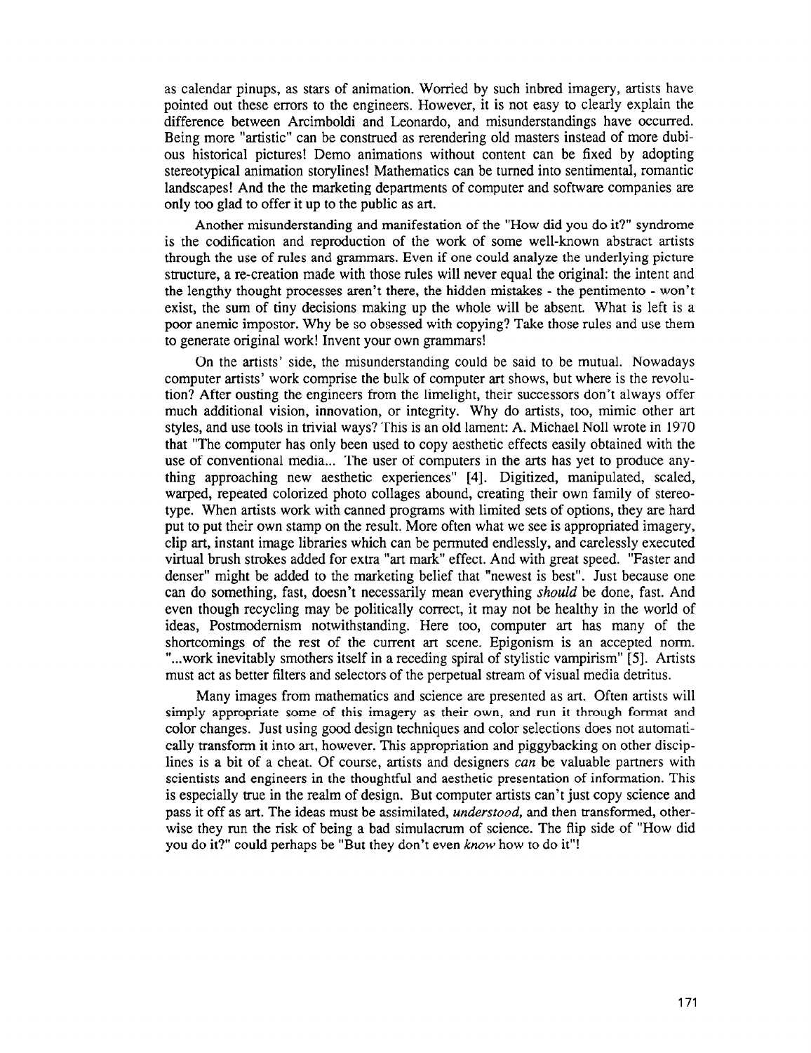as calendar pinups, as stars of animation. Worried by such inbred imagery, artists have pointed out these errors to the engineers. However, it is not easy to clearly explain the difference between Arcimboldi and Leonardo, and misunderstandings have occurred. Being more "artistic" can be construed as rerendering old masters instead of more dubious historical pictures! Demo animations without content can be fixed by adopting stereotypical animation storylines! Mathematics can be turned into sentimental, romantic landscapes! And the the marketing departments of computer and software companies are only too glad to offer it up to the public as art.

Another misunderstanding and manifestation of the "How did you do it?" syndrome is the codification and reproduction of the work of some well-known abstract artists through the use of rules and grammars. Even if one could analyze the underlying picture structure, a re-creation made with those rules will never equal the original: the intent and the lengthy thought processes aren't there, the hidden mistakes - the pentimento - won't exist, the sum of tiny decisions making up the whole will be absent. What is left is a poor anemic impostor. Why be so obsessed with copying? Take those rules and use them to generate original work! Invent your own grammars!

On the artists' side, the misunderstanding could be said to be mutual. Nowadays computer artists' work comprise the bulk of computer art shows, but where is the revolution? After ousting the engineers from the limelight, their successors don't always offer much additional vision, innovation, or integrity. Why do artists, too, mimic other art styles, and use tools in trivial ways? This is an old lament: A. Michael Noll wrote in 1970 that "The computer has only been used to copy aesthetic effects easily obtained with the use of conventional media... The user of computers in the arts has yet to produce anything approaching new aesthetic experiences" [4]. Digitized, manipulated, scaled, warped, repeated colorized photo collages abound, creating their own family of stereotype. When artists work with canned programs with limited sets of options, they are hard put to put their own stamp on the result. More often what we see is appropriated imagery, clip art, instant image libraries which can be permuted endlessly, and carelessly executed virtual brush strokes added for extra "art mark" effect. And with great speed. "Faster and denser" might be added to the marketing belief that "newest is best". Just because one can do something, fast, doesn't necessarily mean everything *should* be done, fast. And even though recycling may be politically correct, it may not be healthy in the world of ideas, Postmodernism notwithstanding. Here too, computer art has many of the shortcomings of the rest of the current art scene. Epigonism is an accepted norm. "...work inevitably smothers itself in a receding spiral of stylistic vampirism" [5]. Artists must act as better filters and selectors of the perpetual stream of visual media detritus.

Many images from mathematics and science are presented as art. Often artists will simply appropriate some of this imagery as their own, and run it through format and color changes. Just using good design techniques and color selections does not automatically transform it into art, however. This appropriation and piggybacking on other disciplines is a bit of a cheat. Of course, artists and designers *can* be valuable partners with scientists and engineers in the thoughtful and aesthetic presentation of information. This is especially true in the realm of design. But computer artists can't just copy science and pass it off as art. The ideas must be assimilated, *understood,* and then transformed, otherwise they run the risk of being a bad simulacrum of science. The flip side of "How did you do it?" could perhaps be "But they don't even *know* how to do it"!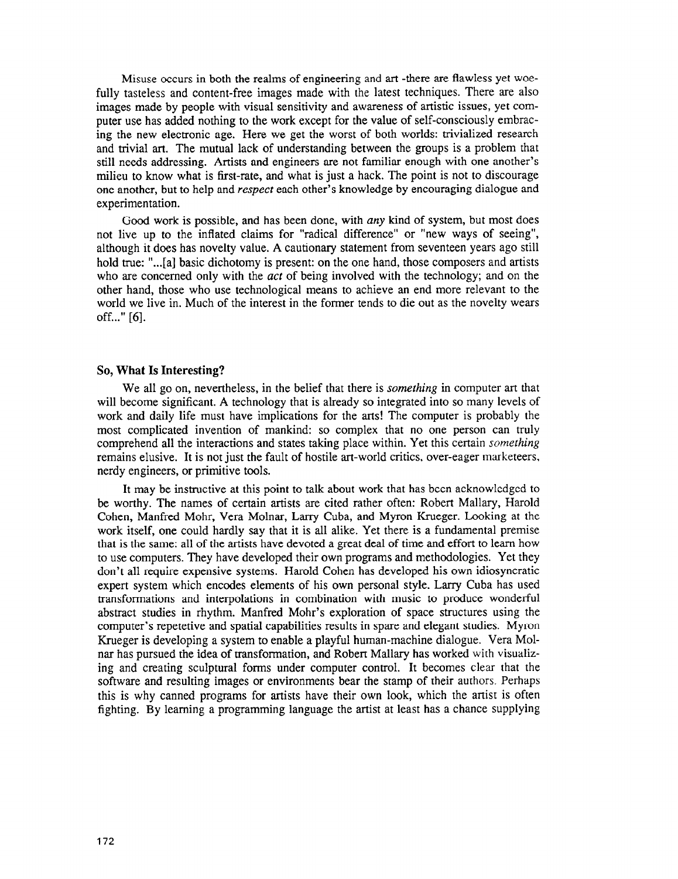Misuse occurs in both the realms of engineering and art -there are flawless yet woefully tasteless and content-free images made with the latest techniques. There are also images made by people with visual sensitivity and awareness of artistic issues, yet computer use has added nothing to the work except for the value of self-consciously embracing the new electronic age. Here we get the worst of both worlds: trivialized research and trivial art. The mutual lack of understanding between the groups is a problem that still needs addressing. Artists and engineers are not familiar enough with one another's milieu to know what is first-rate, and what is just a hack. The point is not to discourage one another, but to help and *respect* each other's knowledge by encouraging dialogue and experimentation.

Good work is possible, and has been done, with *any* kind of system, but most does not live up to the inflated claims for "radical difference" or "new ways of seeing", although it does has novelty value. A cautionary statement from seventeen years ago still hold true: "...[a] basic dichotomy is present: on the one hand, those composers and artists who are concerned only with the *act* of being involved with the technology; and on the other hand, those who use technological means to achieve an end more relevant to the world we live in. Much of the interest in the former tends to die out as the novelty wears off..." [6].

## So, What Is Interesting?

We all go on, nevertheless, in the belief that there is *something* in computer art that will become significant. A technology that is already so integrated into so many levels of work and daily life must have implications for the arts! The computer is probably the most complicated invention of mankind: so complex that no one person can truly comprehend all the interactions and states taking place within. Yet this certain *something* remains elusive. It is not just the fault of hostile art-world critics, over-eager marketeers, nerdy engineers, or primitive tools.

It may be instructive at this point to talk about work that has been acknowledged to be worthy. The names of certain artists are cited rather often: Robert Mallary, Harold Cohen, Manfred Mohr, Vera Molnar, Larry Cuba, and Myron Krueger. Looking at the work itself, one could hardly say that it is all alike. Yet there is a fundamental premise that is the same: all of the artists have devoted a great deal of time and effort to learn how to use computers. They have developed their own programs and methodologies. Yet they don't all require expensive systems. Harold Cohen has developed his own idiosyncratic expert system which encodes elements of his own personal style. Larry Cuba has used transformations and interpolations in combination with music to produce wonderful abstract studies in rhythm. Manfred Mohr's exploration of space structures using the computer's repetetive and spatial capabilities results in spare and elegant studies. Myron Krueger is developing a system to enable a playful human-machine dialogue. Vera Molnar has pursued the idea of transformation, and Robert Mallary has worked with visualizing and creating sculptural forms under computer control. It becomes clear that the software and resulting images or environments bear the stamp of their authors. Perhaps this is why canned programs for artists have their own look, which the artist is often fighting. By learning a programming language the artist at least has a chance supplying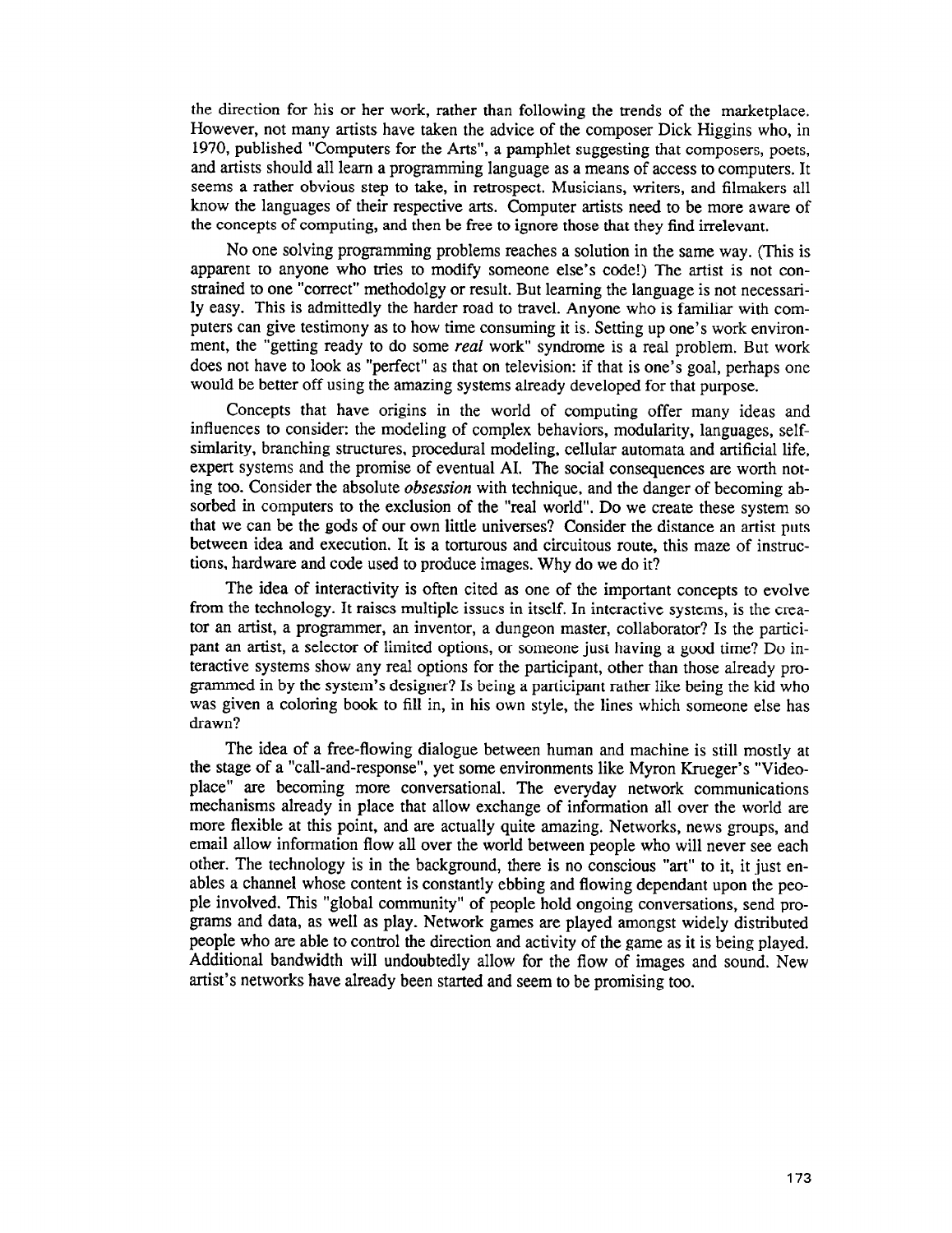the direction for his or her work, rather than following the trends of the marketplace. However, not many artists have taken the advice of the composer Dick Higgins who, in 1970, published "Computers for the Arts", a pamphlet suggesting that composers, poets, and artists should all learn a programming language as a means of access to computers. It seems a rather obvious step to take, in retrospect. Musicians, writers, and filmmakers all know the languages of their respective arts. Computer artists need to be more aware of the concepts of computing, and then be free to ignore those that they find irrelevant.

No one solving programming problems reaches a solution in the same way. (This is apparent to anyone who tries to modify someone else's code!) The artist is not constrained to one "correct" methodolgy or result. But learning the language is not necessarily easy. This is admittedly the harder road to travel. Anyone who is familiar with computers can give testimony as to how time consuming it is. Setting up one's work environment, the "getting ready to do some *real* work" syndrome is a real problem. But work does not have to look as "perfect" as that on television: if that is one's goal, perhaps one would be better off using the amazing systems already developed for that purpose.

Concepts that have origins in the world of computing offer many ideas and influences to consider: the modeling of complex behaviors, modularity, languages, self-simlarity, branching structures, procedural modeling, cellular automata and artificial life, expert systems and the promise of eventual AI. The social consequences are worth noting too. Consider the absolute *obsession* with technique, and the danger of becoming absorbed in computers to the exclusion of the "real world". Do we create these system so that we can be the gods of our own little universes? Consider the distance an artist puts between idea and execution. It is a torturous and circuitous route, this maze of instructions, hardware and code used to produce images. Why do we do it?

The idea of interactivity is often cited as one of the important concepts to evolve from the technology. It raises multiple issues in itself. In interactive systems, is the creator an artist, a programmer, an inventor, a dungeon master, collaborator? Is the participant an artist, a selector of limited options, or someone just having a good time? Do interactive systems show any real options for the participant, other than those already programmed in by the system's designer? Is being a participant rather like being the kid who was given a coloring book to fill in, in his own style, the lines which someone else has drawn?

The idea of a free-flowing dialogue between human and machine is still mostly at the stage of a "call-and-response", yet some environments like Myron Krueger's "Videoplace" are becoming more conversational. The everyday network communications mechanisms already in place that allow exchange of information all over the world are more flexible at this point, and are actually quite amazing. Networks, news groups, and email allow information flow all over the world between people who will never see each other. The technology is in the background, there is no conscious "art" to it, it just enables a channel whose content is constantly ebbing and flowing dependant upon the people involved. This "global community" of people hold ongoing conversations, send programs and data, as well as play. Network games are played amongst widely distributed people who are able to control the direction and activity of the game as it is being played. Additional bandwidth will undoubtedly allow for the flow of images and sound. New artist's networks have already been started and seem to be promising too.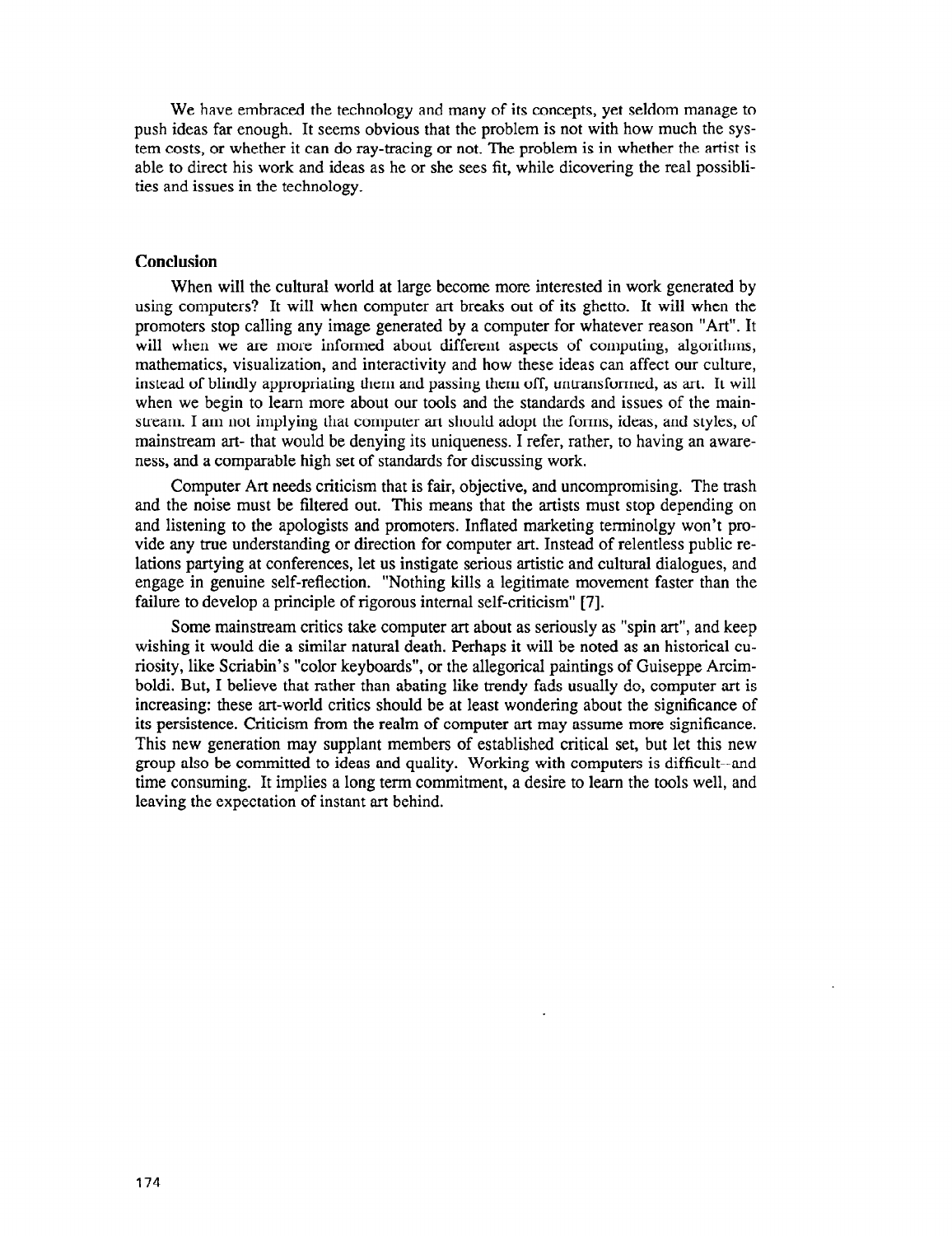We have embraced the technology and many of its concepts, yet seldom manage to push ideas far enough. It seems obvious that the problem is not with how much the system costs, or whether it can do ray-tracing or not. The problem is in whether the artist is able to direct his work and ideas as he or she sees fit, while dicovering the real possiblities and issues in the technology.

## Conclusion

When will the cultural world at large become more interested in work generated by using computers? It will when computer art breaks out of its ghetto. It will when the promoters stop calling any image generated by a computer for whatever reason "Art". It will when we are more informed about different aspects of computing, algorithms, mathematics, visualization, and interactivity and how these ideas can affect our culture, instead of blindly appropriating them and passing them off, untransformed, as art. It will when we begin to learn more about our tools and the standards and issues of the mainstream. I am not implying that computer art should adopt the forms, ideas, and styles, of mainstream art- that would be denying its uniqueness. I refer, rather, to having an awareness, and a comparable high set of standards for discussing work.

Computer Art needs criticism that is fair, objective, and uncompromising. The trash and the noise must be filtered out. This means that the artists must stop depending on and listening to the apologists and promoters. Inflated marketing terminolgy won't provide any true understanding or direction for computer art. Instead of relentless public relations partying at conferences, let us instigate serious artistic and cultural dialogues, and engage in genuine self-reflection. "Nothing kills a legitimate movement faster than the failure to develop a principle of rigorous internal self-criticism" [7].

Some mainstream critics take computer art about as seriously as "spin art", and keep wishing it would die a similar natural death. Perhaps it will be noted as an historical curiosity, like Scriabin's "color keyboards", or the allegorical paintings of Guiseppe Arcimboldi. But, I believe that rather than abating like trendy fads usually do, computer art is increasing: these art-world critics should be at least wondering about the significance of its persistence. Criticism from the realm of computer art may assume more significance. This new generation may supplant members of established critical set, but let this new group also be committed to ideas and quality. Working with computers is difficult--and time consuming. It implies a long term commitment, a desire to learn the tools well, and leaving the expectation of instant art behind.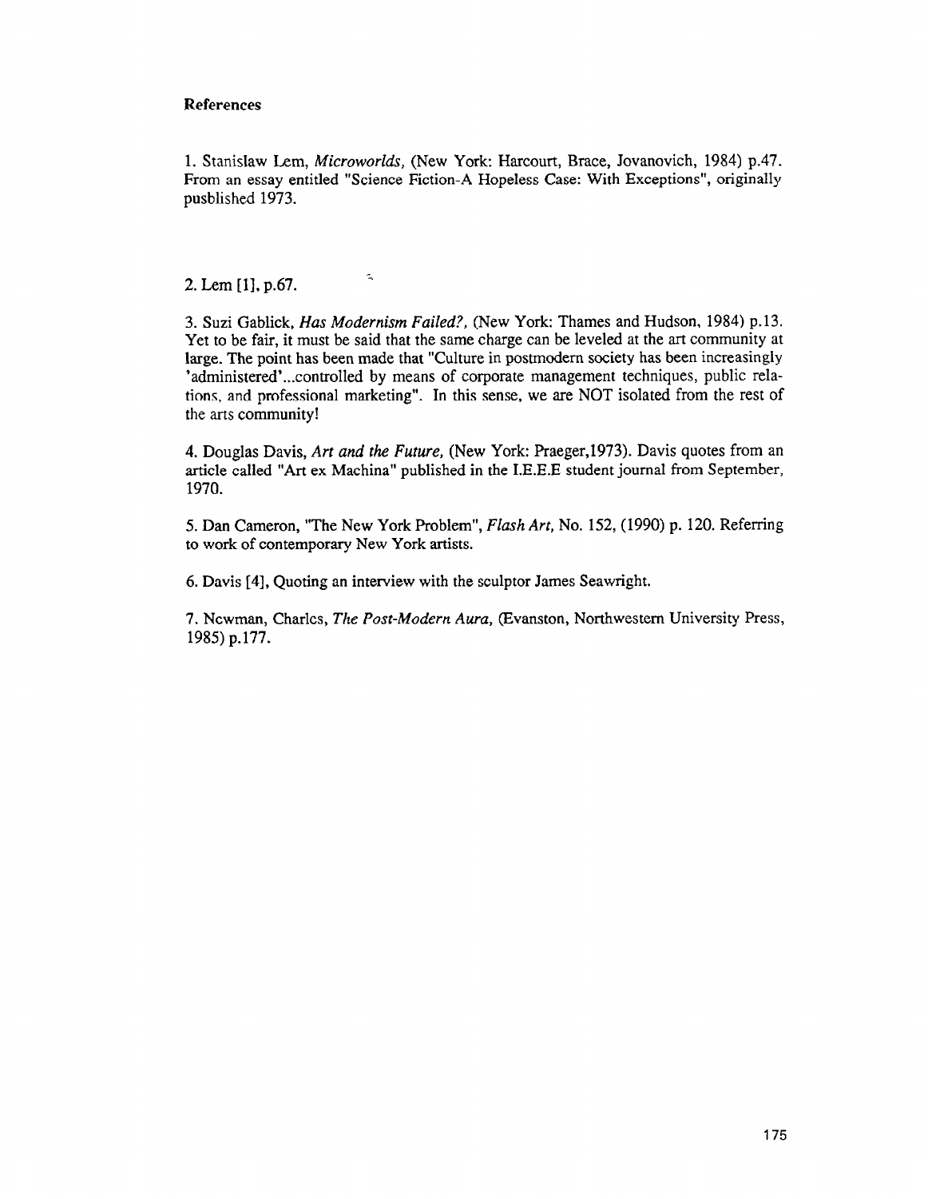### References

1. Stanislaw Lem, *Microworlds*, (New York: Harcourt, Brace, Jovanovich, 1984) p.47. From an essay entitled "Science Fiction-A Hopeless Case: With Exceptions", originally pusblished 1973.

2. Lem [1], p.67.

3. Suzi Gablick, *Has Modernism Failed?*, (New York: Thames and Hudson, 1984) p.13. Yet to be fair, it must be said that the same charge can be leveled at the art community at large. The point has been made that "Culture in postmodern society has been increasingly 'administered'...controlled by means of corporate management techniques, public relations, and professional marketing". In this sense, we are NOT isolated from the rest of the arts community!

4. Douglas Davis, *Art and the Future*, (New York: Praeger,1973). Davis quotes from an article called "Art ex Machina" published in the I.E.E.E student journal from September, 1970.

5. Dan Cameron, "The New York Problem", *Flash Art*, No. 152, (1990) p. 120. Referring to work of contemporary New York artists.

6. Davis [4], Quoting an interview with the sculptor James Seawright.

7. Newman, Charles, *The Post-Modern Aura*, (Evanston, Northwestern University Press, 1985) p.177.